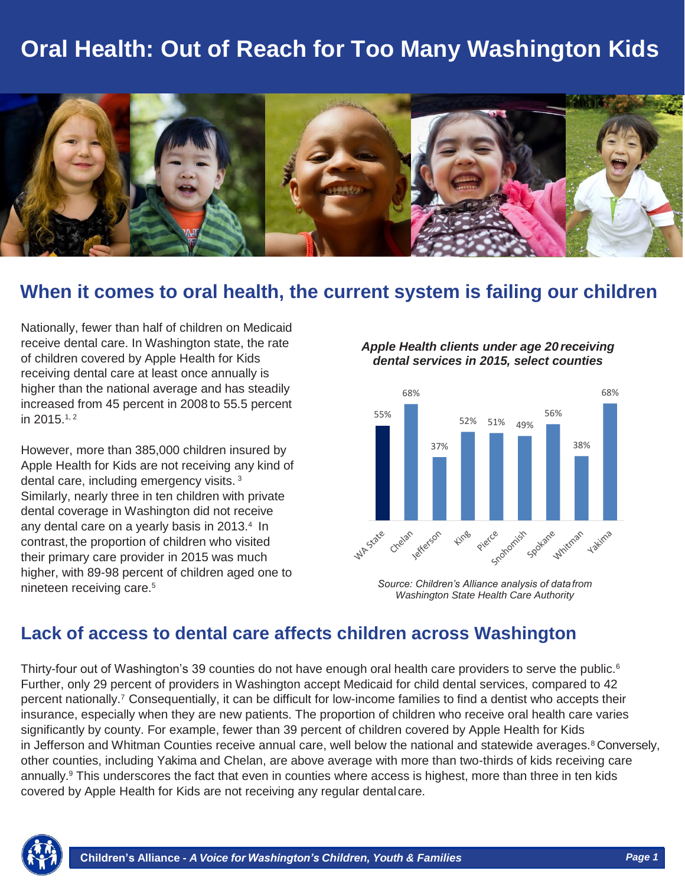# Oral Health: Out of Reach for Too Many Washington Kids

## When it comes to oral health, the current system is failing our children

Nationally, fewer than half of children on Medicaid receive dental care. In Washington state, the rate of children covered by Apple Health for Kids receiving dental care at least once annually is higher than the national average and has steadily increased from 45 percent in 2008 to 55.5 percent in 2015.[1, 2]

However, more than 385,000 children insured by Apple Health for Kids are not receiving any kind of dental care, including emergency visits.[3] Similarly, nearly three in ten children with private dental coverage in Washington did not receive any dental care on a yearly basis in 2013.[4] In contrast, the proportion of children who visited their primary care provider in 2015 was much higher, with 89-98 percent of children aged one to nineteen receiving care.[5]

***Apple Health clients under age 20 receiving dental services in 2015, select counties***

| County | Percent |
|---|---|
| WA State | 55% |
| Chelan | 68% |
| Jefferson | 37% |
| King | 52% |
| Pierce | 51% |
| Snohomish | 49% |
| Spokane | 56% |
| Whitman | 38% |
| Yakima | 68% |

*Source: Children's Alliance analysis of data from Washington State Health Care Authority*

## Lack of access to dental care affects children across Washington

Thirty-four out of Washington's 39 counties do not have enough oral health care providers to serve the public.[6] Further, only 29 percent of providers in Washington accept Medicaid for child dental services, compared to 42 percent nationally.[7] Consequentially, it can be difficult for low-income families to find a dentist who accepts their insurance, especially when they are new patients. The proportion of children who receive oral health care varies significantly by county. For example, fewer than 39 percent of children covered by Apple Health for Kids in Jefferson and Whitman Counties receive annual care, well below the national and statewide averages.[8] Conversely, other counties, including Yakima and Chelan, are above average with more than two-thirds of kids receiving care annually.[9] This underscores the fact that even in counties where access is highest, more than three in ten kids covered by Apple Health for Kids are not receiving any regular dental care.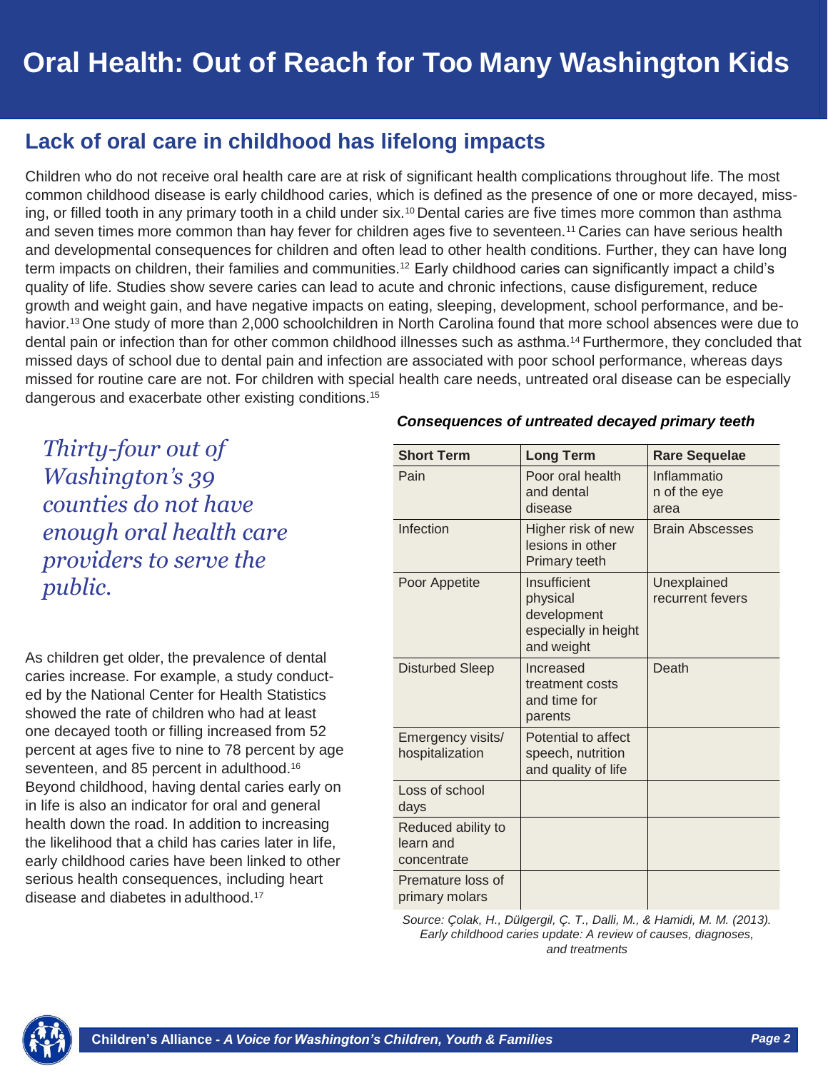# Oral Health: Out of Reach for Too Many Washington Kids

## Lack of oral care in childhood has lifelong impacts

Children who do not receive oral health care are at risk of significant health complications throughout life. The most common childhood disease is early childhood caries, which is defined as the presence of one or more decayed, missing, or filled tooth in any primary tooth in a child under six.[10] Dental caries are five times more common than asthma and seven times more common than hay fever for children ages five to seventeen.[11] Caries can have serious health and developmental consequences for children and often lead to other health conditions. Further, they can have long term impacts on children, their families and communities.[12] Early childhood caries can significantly impact a child's quality of life. Studies show severe caries can lead to acute and chronic infections, cause disfigurement, reduce growth and weight gain, and have negative impacts on eating, sleeping, development, school performance, and behavior.[13] One study of more than 2,000 schoolchildren in North Carolina found that more school absences were due to dental pain or infection than for other common childhood illnesses such as asthma.[14] Furthermore, they concluded that missed days of school due to dental pain and infection are associated with poor school performance, whereas days missed for routine care are not. For children with special health care needs, untreated oral disease can be especially dangerous and exacerbate other existing conditions.[15]

*Thirty-four out of Washington's 39 counties do not have enough oral health care providers to serve the public.*

As children get older, the prevalence of dental caries increase. For example, a study conducted by the National Center for Health Statistics showed the rate of children who had at least one decayed tooth or filling increased from 52 percent at ages five to nine to 78 percent by age seventeen, and 85 percent in adulthood.[16] Beyond childhood, having dental caries early on in life is also an indicator for oral and general health down the road. In addition to increasing the likelihood that a child has caries later in life, early childhood caries have been linked to other serious health consequences, including heart disease and diabetes in adulthood.[17]

***Consequences of untreated decayed primary teeth***

| Short Term | Long Term | Rare Sequelae |
|---|---|---|
| Pain | Poor oral health and dental disease | Inflammation of the eye area |
| Infection | Higher risk of new lesions in other Primary teeth | Brain Abscesses |
| Poor Appetite | Insufficient physical development especially in height and weight | Unexplained recurrent fevers |
| Disturbed Sleep | Increased treatment costs and time for parents | Death |
| Emergency visits/ hospitalization | Potential to affect speech, nutrition and quality of life | |
| Loss of school days | | |
| Reduced ability to learn and concentrate | | |
| Premature loss of primary molars | | |

*Source: Çolak, H., Dülgergil, Ç. T., Dalli, M., & Hamidi, M. M. (2013). Early childhood caries update: A review of causes, diagnoses, and treatments*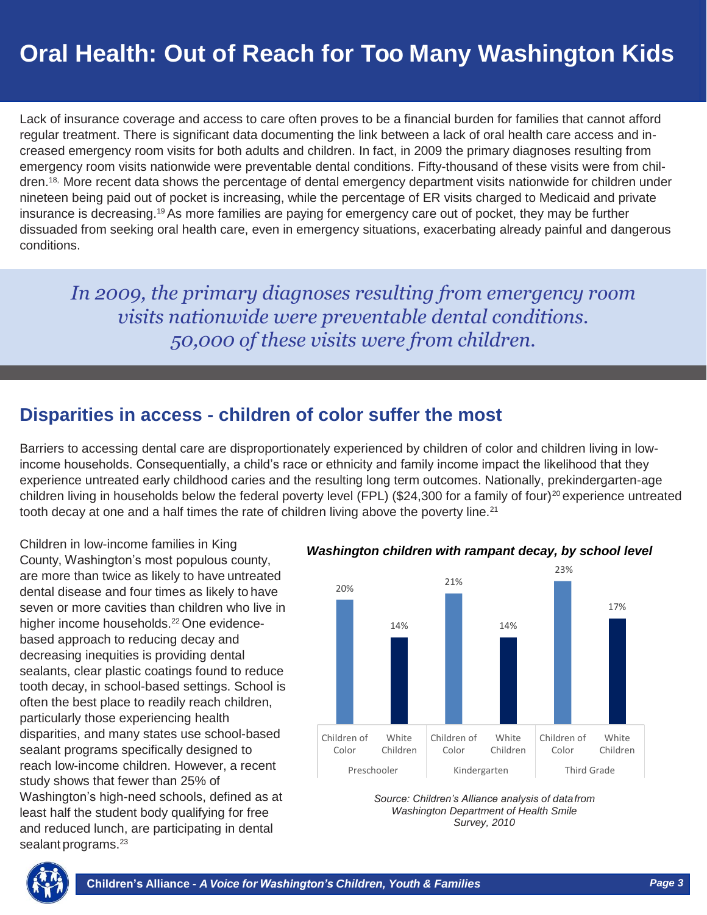# Oral Health: Out of Reach for Too Many Washington Kids

Lack of insurance coverage and access to care often proves to be a financial burden for families that cannot afford regular treatment. There is significant data documenting the link between a lack of oral health care access and increased emergency room visits for both adults and children. In fact, in 2009 the primary diagnoses resulting from emergency room visits nationwide were preventable dental conditions. Fifty-thousand of these visits were from children.[18] More recent data shows the percentage of dental emergency department visits nationwide for children under nineteen being paid out of pocket is increasing, while the percentage of ER visits charged to Medicaid and private insurance is decreasing.[19] As more families are paying for emergency care out of pocket, they may be further dissuaded from seeking oral health care, even in emergency situations, exacerbating already painful and dangerous conditions.

> *In 2009, the primary diagnoses resulting from emergency room visits nationwide were preventable dental conditions. 50,000 of these visits were from children.*

## Disparities in access - children of color suffer the most

Barriers to accessing dental care are disproportionately experienced by children of color and children living in low-income households. Consequentially, a child's race or ethnicity and family income impact the likelihood that they experience untreated early childhood caries and the resulting long term outcomes. Nationally, prekindergarten-age children living in households below the federal poverty level (FPL) ($24,300 for a family of four)[20] experience untreated tooth decay at one and a half times the rate of children living above the poverty line.[21]

Children in low-income families in King County, Washington's most populous county, are more than twice as likely to have untreated dental disease and four times as likely to have seven or more cavities than children who live in higher income households.[22] One evidence-based approach to reducing decay and decreasing inequities is providing dental sealants, clear plastic coatings found to reduce tooth decay, in school-based settings. School is often the best place to readily reach children, particularly those experiencing health disparities, and many states use school-based sealant programs specifically designed to reach low-income children. However, a recent study shows that fewer than 25% of Washington's high-need schools, defined as at least half the student body qualifying for free and reduced lunch, are participating in dental sealant programs.[23]

***Washington children with rampant decay, by school level***

| School level | Children of Color | White Children |
|---|---|---|
| Preschooler | 20% | 14% |
| Kindergarten | 21% | 14% |
| Third Grade | 23% | 17% |

*Source: Children's Alliance analysis of data from Washington Department of Health Smile Survey, 2010*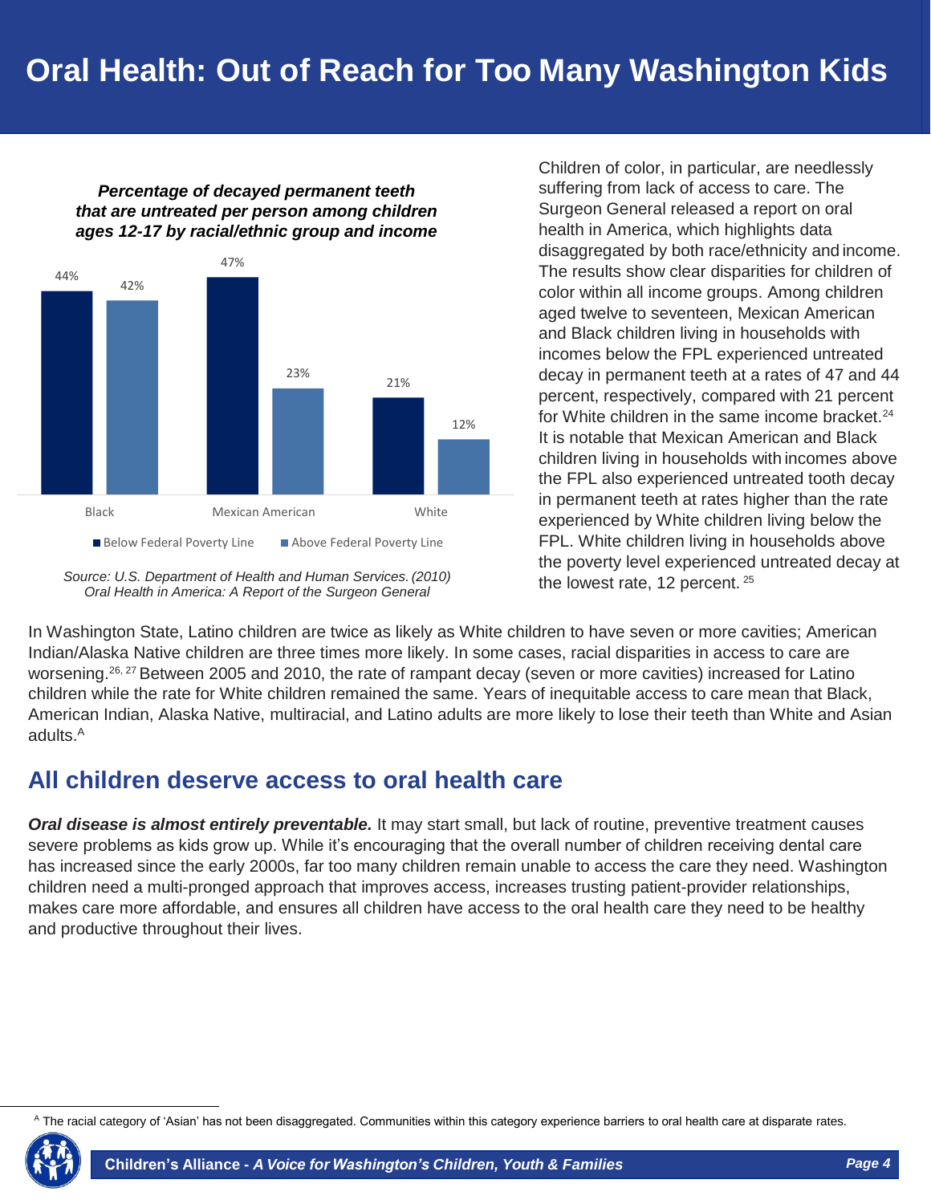# Oral Health: Out of Reach for Too Many Washington Kids

***Percentage of decayed permanent teeth that are untreated per person among children ages 12-17 by racial/ethnic group and income***

| | Below Federal Poverty Line | Above Federal Poverty Line |
|---|---|---|
| Black | 44% | 42% |
| Mexican American | 47% | 23% |
| White | 21% | 12% |

*Source: U.S. Department of Health and Human Services. (2010) Oral Health in America: A Report of the Surgeon General*

Children of color, in particular, are needlessly suffering from lack of access to care. The Surgeon General released a report on oral health in America, which highlights data disaggregated by both race/ethnicity and income. The results show clear disparities for children of color within all income groups. Among children aged twelve to seventeen, Mexican American and Black children living in households with incomes below the FPL experienced untreated decay in permanent teeth at a rates of 47 and 44 percent, respectively, compared with 21 percent for White children in the same income bracket.[24] It is notable that Mexican American and Black children living in households with incomes above the FPL also experienced untreated tooth decay in permanent teeth at rates higher than the rate experienced by White children living below the FPL. White children living in households above the poverty level experienced untreated decay at the lowest rate, 12 percent.[25]

In Washington State, Latino children are twice as likely as White children to have seven or more cavities; American Indian/Alaska Native children are three times more likely. In some cases, racial disparities in access to care are worsening.[26, 27] Between 2005 and 2010, the rate of rampant decay (seven or more cavities) increased for Latino children while the rate for White children remained the same. Years of inequitable access to care mean that Black, American Indian, Alaska Native, multiracial, and Latino adults are more likely to lose their teeth than White and Asian adults.[A]

## All children deserve access to oral health care

***Oral disease is almost entirely preventable.*** It may start small, but lack of routine, preventive treatment causes severe problems as kids grow up. While it's encouraging that the overall number of children receiving dental care has increased since the early 2000s, far too many children remain unable to access the care they need. Washington children need a multi-pronged approach that improves access, increases trusting patient-provider relationships, makes care more affordable, and ensures all children have access to the oral health care they need to be healthy and productive throughout their lives.

[A] The racial category of 'Asian' has not been disaggregated. Communities within this category experience barriers to oral health care at disparate rates.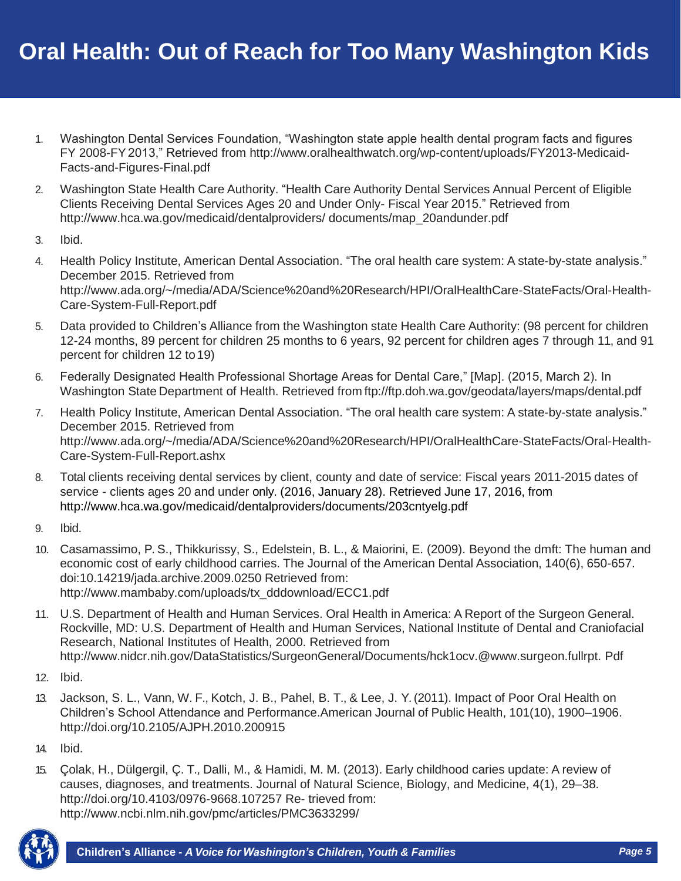# Oral Health: Out of Reach for Too Many Washington Kids

1. Washington Dental Services Foundation, "Washington state apple health dental program facts and figures FY 2008-FY 2013," Retrieved from http://www.oralhealthwatch.org/wp-content/uploads/FY2013-Medicaid-Facts-and-Figures-Final.pdf
2. Washington State Health Care Authority. "Health Care Authority Dental Services Annual Percent of Eligible Clients Receiving Dental Services Ages 20 and Under Only- Fiscal Year 2015." Retrieved from http://www.hca.wa.gov/medicaid/dentalproviders/ documents/map_20andunder.pdf
3. Ibid.
4. Health Policy Institute, American Dental Association. "The oral health care system: A state-by-state analysis." December 2015. Retrieved from http://www.ada.org/~/media/ADA/Science%20and%20Research/HPI/OralHealthCare-StateFacts/Oral-Health-Care-System-Full-Report.pdf
5. Data provided to Children's Alliance from the Washington state Health Care Authority: (98 percent for children 12-24 months, 89 percent for children 25 months to 6 years, 92 percent for children ages 7 through 11, and 91 percent for children 12 to 19)
6. Federally Designated Health Professional Shortage Areas for Dental Care," [Map]. (2015, March 2). In Washington State Department of Health. Retrieved from ftp://ftp.doh.wa.gov/geodata/layers/maps/dental.pdf
7. Health Policy Institute, American Dental Association. "The oral health care system: A state-by-state analysis." December 2015. Retrieved from http://www.ada.org/~/media/ADA/Science%20and%20Research/HPI/OralHealthCare-StateFacts/Oral-Health-Care-System-Full-Report.ashx
8. Total clients receiving dental services by client, county and date of service: Fiscal years 2011-2015 dates of service - clients ages 20 and under only. (2016, January 28). Retrieved June 17, 2016, from http://www.hca.wa.gov/medicaid/dentalproviders/documents/203cntyelg.pdf
9. Ibid.
10. Casamassimo, P. S., Thikkurissy, S., Edelstein, B. L., & Maiorini, E. (2009). Beyond the dmft: The human and economic cost of early childhood carries. The Journal of the American Dental Association, 140(6), 650-657. doi:10.14219/jada.archive.2009.0250 Retrieved from: http://www.mambaby.com/uploads/tx_dddownload/ECC1.pdf
11. U.S. Department of Health and Human Services. Oral Health in America: A Report of the Surgeon General. Rockville, MD: U.S. Department of Health and Human Services, National Institute of Dental and Craniofacial Research, National Institutes of Health, 2000. Retrieved from http://www.nidcr.nih.gov/DataStatistics/SurgeonGeneral/Documents/hck1ocv.@www.surgeon.fullrpt. Pdf
12. Ibid.
13. Jackson, S. L., Vann, W. F., Kotch, J. B., Pahel, B. T., & Lee, J. Y. (2011). Impact of Poor Oral Health on Children's School Attendance and Performance.American Journal of Public Health, 101(10), 1900–1906. http://doi.org/10.2105/AJPH.2010.200915
14. Ibid.
15. Çolak, H., Dülgergil, Ç. T., Dalli, M., & Hamidi, M. M. (2013). Early childhood caries update: A review of causes, diagnoses, and treatments. Journal of Natural Science, Biology, and Medicine, 4(1), 29–38. http://doi.org/10.4103/0976-9668.107257 Re- trieved from: http://www.ncbi.nlm.nih.gov/pmc/articles/PMC3633299/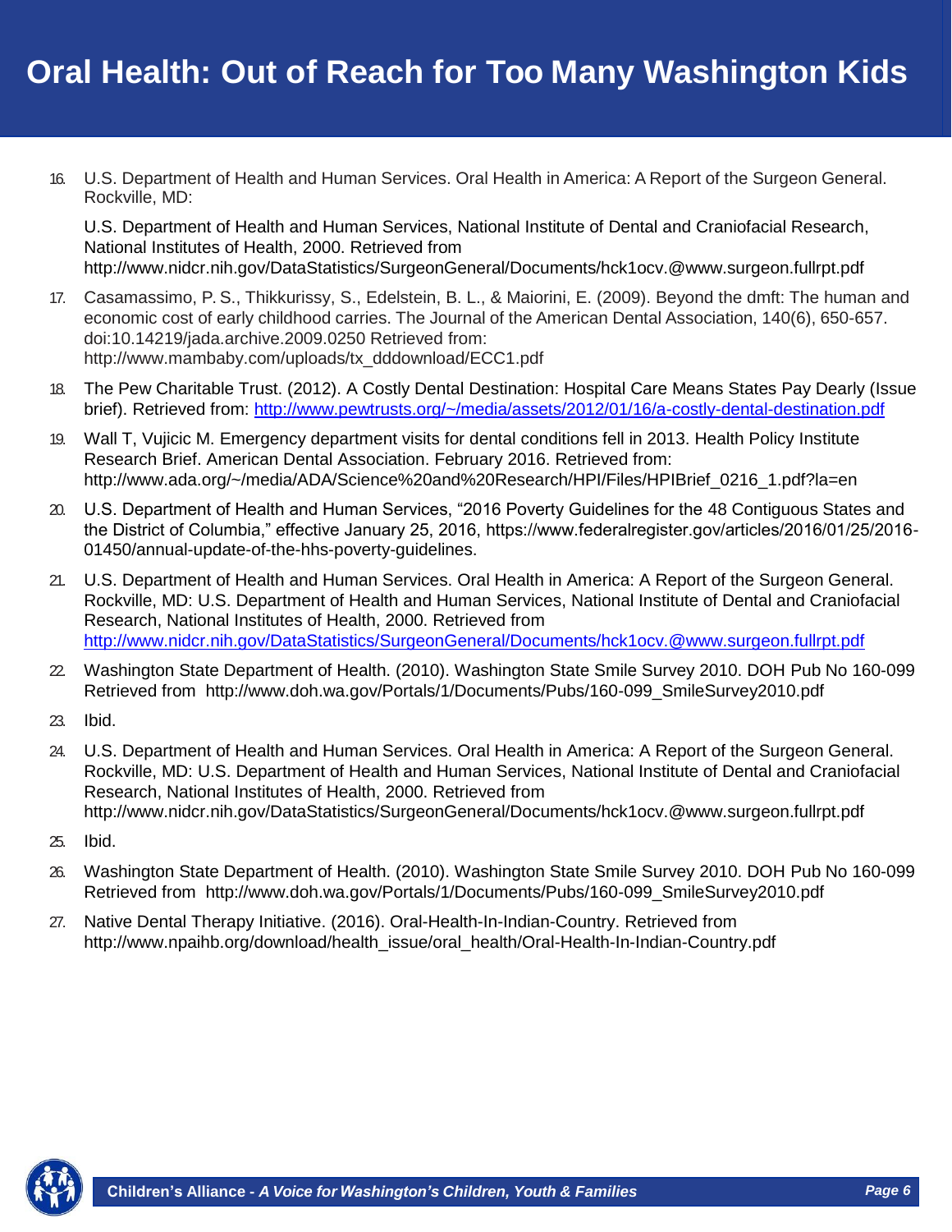16. U.S. Department of Health and Human Services. Oral Health in America: A Report of the Surgeon General. Rockville, MD:

    U.S. Department of Health and Human Services, National Institute of Dental and Craniofacial Research, National Institutes of Health, 2000. Retrieved from http://www.nidcr.nih.gov/DataStatistics/SurgeonGeneral/Documents/hck1ocv.@www.surgeon.fullrpt.pdf

17. Casamassimo, P. S., Thikkurissy, S., Edelstein, B. L., & Maiorini, E. (2009). Beyond the dmft: The human and economic cost of early childhood carries. The Journal of the American Dental Association, 140(6), 650-657. doi:10.14219/jada.archive.2009.0250 Retrieved from: http://www.mambaby.com/uploads/tx_dddownload/ECC1.pdf

18. The Pew Charitable Trust. (2012). A Costly Dental Destination: Hospital Care Means States Pay Dearly (Issue brief). Retrieved from: http://www.pewtrusts.org/~/media/assets/2012/01/16/a-costly-dental-destination.pdf

19. Wall T, Vujicic M. Emergency department visits for dental conditions fell in 2013. Health Policy Institute Research Brief. American Dental Association. February 2016. Retrieved from: http://www.ada.org/~/media/ADA/Science%20and%20Research/HPI/Files/HPIBrief_0216_1.pdf?la=en

20. U.S. Department of Health and Human Services, “2016 Poverty Guidelines for the 48 Contiguous States and the District of Columbia,” effective January 25, 2016, https://www.federalregister.gov/articles/2016/01/25/2016-01450/annual-update-of-the-hhs-poverty-guidelines.

21. U.S. Department of Health and Human Services. Oral Health in America: A Report of the Surgeon General. Rockville, MD: U.S. Department of Health and Human Services, National Institute of Dental and Craniofacial Research, National Institutes of Health, 2000. Retrieved from http://www.nidcr.nih.gov/DataStatistics/SurgeonGeneral/Documents/hck1ocv.@www.surgeon.fullrpt.pdf

22. Washington State Department of Health. (2010). Washington State Smile Survey 2010. DOH Pub No 160-099 Retrieved from http://www.doh.wa.gov/Portals/1/Documents/Pubs/160-099_SmileSurvey2010.pdf

23. Ibid.

24. U.S. Department of Health and Human Services. Oral Health in America: A Report of the Surgeon General. Rockville, MD: U.S. Department of Health and Human Services, National Institute of Dental and Craniofacial Research, National Institutes of Health, 2000. Retrieved from http://www.nidcr.nih.gov/DataStatistics/SurgeonGeneral/Documents/hck1ocv.@www.surgeon.fullrpt.pdf

25. Ibid.

26. Washington State Department of Health. (2010). Washington State Smile Survey 2010. DOH Pub No 160-099 Retrieved from http://www.doh.wa.gov/Portals/1/Documents/Pubs/160-099_SmileSurvey2010.pdf

27. Native Dental Therapy Initiative. (2016). Oral-Health-In-Indian-Country. Retrieved from http://www.npaihb.org/download/health_issue/oral_health/Oral-Health-In-Indian-Country.pdf